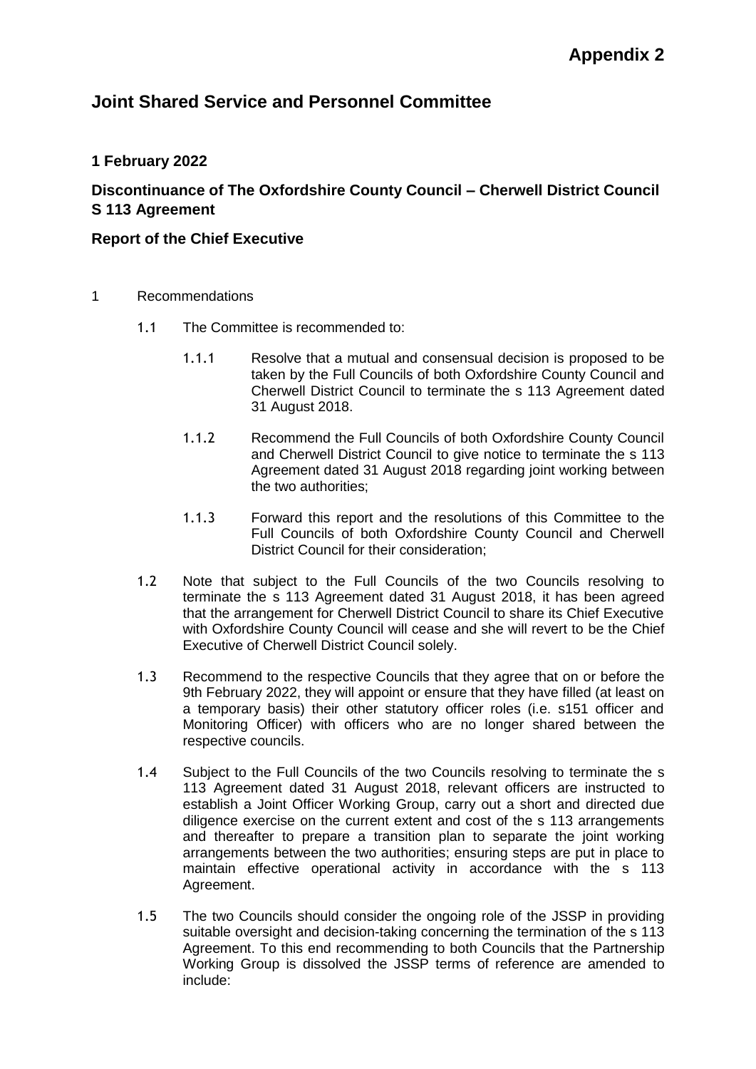**Appendix 2**

# Joint Shared Service and Personnel Committee

### 1 February 2022

### Discontinuance of The Oxfordshire County Council – Cherwell District Council S 113 Agreement

### Report of the Chief Executive

1 Recommendations

1.1 The Committee is recommended to:

1.1.1 Resolve that a mutual and consensual decision is proposed to be taken by the Full Councils of both Oxfordshire County Council and Cherwell District Council to terminate the s 113 Agreement dated 31 August 2018.

1.1.2 Recommend the Full Councils of both Oxfordshire County Council and Cherwell District Council to give notice to terminate the s 113 Agreement dated 31 August 2018 regarding joint working between the two authorities;

1.1.3 Forward this report and the resolutions of this Committee to the Full Councils of both Oxfordshire County Council and Cherwell District Council for their consideration;

1.2 Note that subject to the Full Councils of the two Councils resolving to terminate the s 113 Agreement dated 31 August 2018, it has been agreed that the arrangement for Cherwell District Council to share its Chief Executive with Oxfordshire County Council will cease and she will revert to be the Chief Executive of Cherwell District Council solely.

1.3 Recommend to the respective Councils that they agree that on or before the 9th February 2022, they will appoint or ensure that they have filled (at least on a temporary basis) their other statutory officer roles (i.e. s151 officer and Monitoring Officer) with officers who are no longer shared between the respective councils.

1.4 Subject to the Full Councils of the two Councils resolving to terminate the s 113 Agreement dated 31 August 2018, relevant officers are instructed to establish a Joint Officer Working Group, carry out a short and directed due diligence exercise on the current extent and cost of the s 113 arrangements and thereafter to prepare a transition plan to separate the joint working arrangements between the two authorities; ensuring steps are put in place to maintain effective operational activity in accordance with the s 113 Agreement.

1.5 The two Councils should consider the ongoing role of the JSSP in providing suitable oversight and decision-taking concerning the termination of the s 113 Agreement. To this end recommending to both Councils that the Partnership Working Group is dissolved the JSSP terms of reference are amended to include: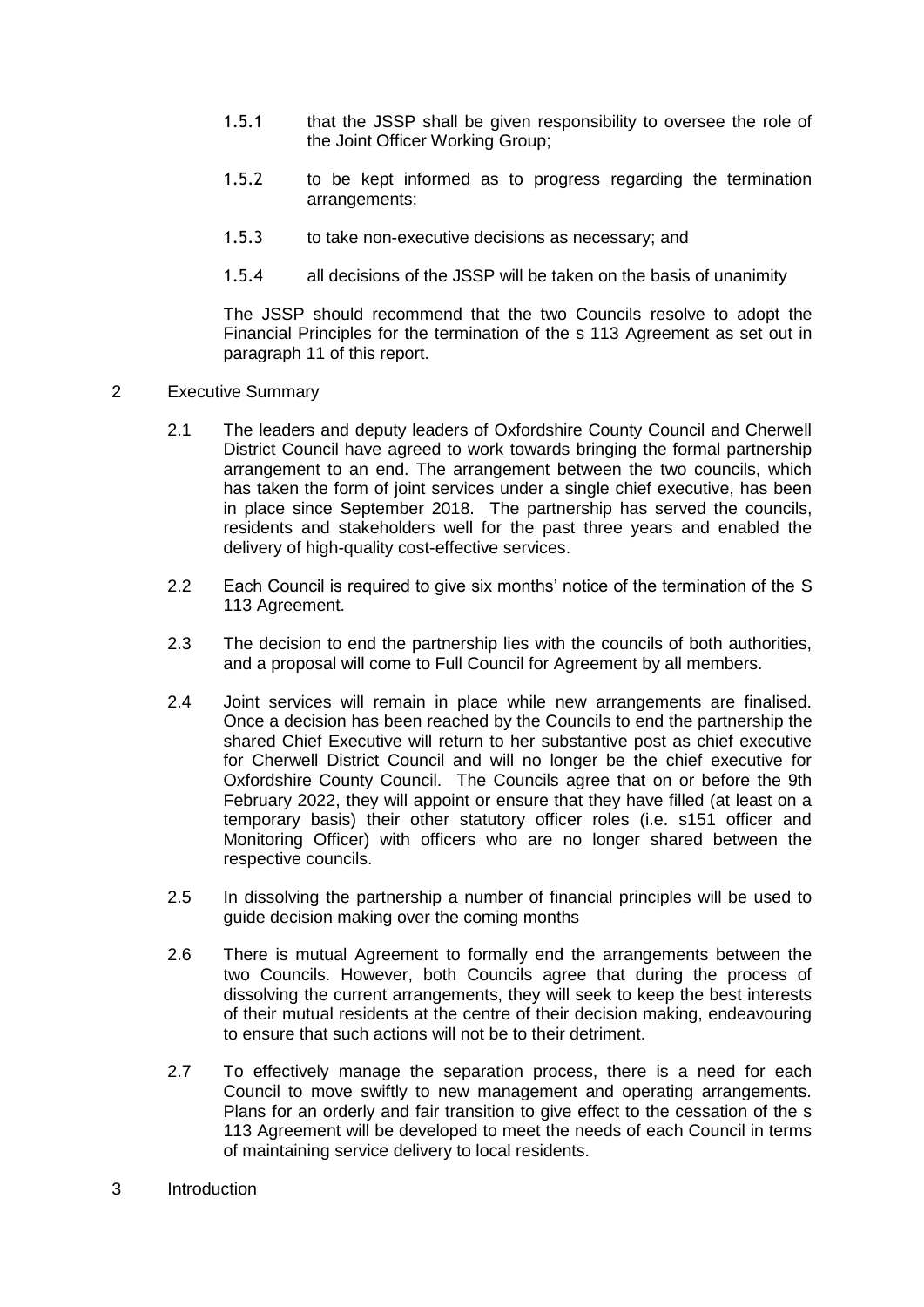1.5.1 that the JSSP shall be given responsibility to oversee the role of the Joint Officer Working Group;

1.5.2 to be kept informed as to progress regarding the termination arrangements;

1.5.3 to take non-executive decisions as necessary; and

1.5.4 all decisions of the JSSP will be taken on the basis of unanimity

The JSSP should recommend that the two Councils resolve to adopt the Financial Principles for the termination of the s 113 Agreement as set out in paragraph 11 of this report.

## 2 Executive Summary

2.1 The leaders and deputy leaders of Oxfordshire County Council and Cherwell District Council have agreed to work towards bringing the formal partnership arrangement to an end. The arrangement between the two councils, which has taken the form of joint services under a single chief executive, has been in place since September 2018. The partnership has served the councils, residents and stakeholders well for the past three years and enabled the delivery of high-quality cost-effective services.

2.2 Each Council is required to give six months' notice of the termination of the S 113 Agreement.

2.3 The decision to end the partnership lies with the councils of both authorities, and a proposal will come to Full Council for Agreement by all members.

2.4 Joint services will remain in place while new arrangements are finalised. Once a decision has been reached by the Councils to end the partnership the shared Chief Executive will return to her substantive post as chief executive for Cherwell District Council and will no longer be the chief executive for Oxfordshire County Council. The Councils agree that on or before the 9th February 2022, they will appoint or ensure that they have filled (at least on a temporary basis) their other statutory officer roles (i.e. s151 officer and Monitoring Officer) with officers who are no longer shared between the respective councils.

2.5 In dissolving the partnership a number of financial principles will be used to guide decision making over the coming months

2.6 There is mutual Agreement to formally end the arrangements between the two Councils. However, both Councils agree that during the process of dissolving the current arrangements, they will seek to keep the best interests of their mutual residents at the centre of their decision making, endeavouring to ensure that such actions will not be to their detriment.

2.7 To effectively manage the separation process, there is a need for each Council to move swiftly to new management and operating arrangements. Plans for an orderly and fair transition to give effect to the cessation of the s 113 Agreement will be developed to meet the needs of each Council in terms of maintaining service delivery to local residents.

## 3 Introduction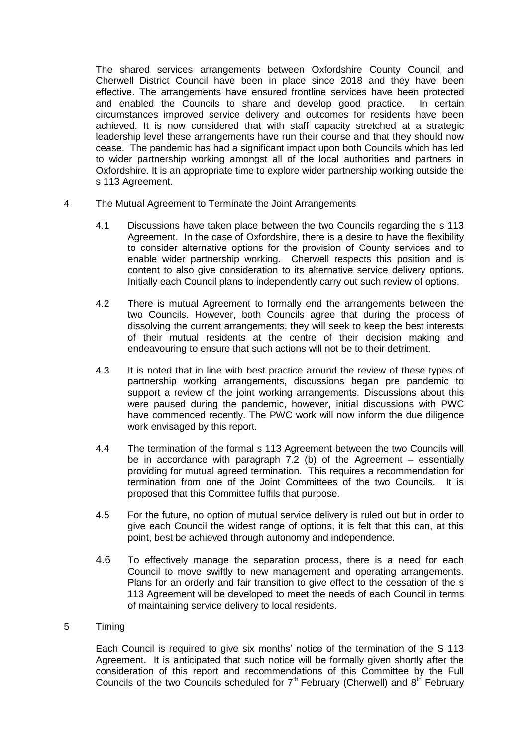The shared services arrangements between Oxfordshire County Council and Cherwell District Council have been in place since 2018 and they have been effective. The arrangements have ensured frontline services have been protected and enabled the Councils to share and develop good practice. In certain circumstances improved service delivery and outcomes for residents have been achieved. It is now considered that with staff capacity stretched at a strategic leadership level these arrangements have run their course and that they should now cease. The pandemic has had a significant impact upon both Councils which has led to wider partnership working amongst all of the local authorities and partners in Oxfordshire. It is an appropriate time to explore wider partnership working outside the s 113 Agreement.

## 4 The Mutual Agreement to Terminate the Joint Arrangements

4.1 Discussions have taken place between the two Councils regarding the s 113 Agreement. In the case of Oxfordshire, there is a desire to have the flexibility to consider alternative options for the provision of County services and to enable wider partnership working. Cherwell respects this position and is content to also give consideration to its alternative service delivery options. Initially each Council plans to independently carry out such review of options.

4.2 There is mutual Agreement to formally end the arrangements between the two Councils. However, both Councils agree that during the process of dissolving the current arrangements, they will seek to keep the best interests of their mutual residents at the centre of their decision making and endeavouring to ensure that such actions will not be to their detriment.

4.3 It is noted that in line with best practice around the review of these types of partnership working arrangements, discussions began pre pandemic to support a review of the joint working arrangements. Discussions about this were paused during the pandemic, however, initial discussions with PWC have commenced recently. The PWC work will now inform the due diligence work envisaged by this report.

4.4 The termination of the formal s 113 Agreement between the two Councils will be in accordance with paragraph 7.2 (b) of the Agreement – essentially providing for mutual agreed termination. This requires a recommendation for termination from one of the Joint Committees of the two Councils. It is proposed that this Committee fulfils that purpose.

4.5 For the future, no option of mutual service delivery is ruled out but in order to give each Council the widest range of options, it is felt that this can, at this point, best be achieved through autonomy and independence.

4.6 To effectively manage the separation process, there is a need for each Council to move swiftly to new management and operating arrangements. Plans for an orderly and fair transition to give effect to the cessation of the s 113 Agreement will be developed to meet the needs of each Council in terms of maintaining service delivery to local residents.

## 5 Timing

Each Council is required to give six months' notice of the termination of the S 113 Agreement. It is anticipated that such notice will be formally given shortly after the consideration of this report and recommendations of this Committee by the Full Councils of the two Councils scheduled for 7th February (Cherwell) and 8th February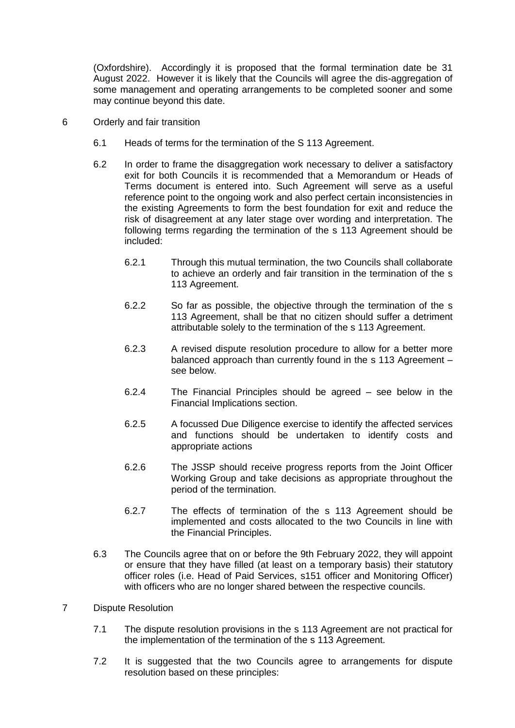(Oxfordshire). Accordingly it is proposed that the formal termination date be 31 August 2022. However it is likely that the Councils will agree the dis-aggregation of some management and operating arrangements to be completed sooner and some may continue beyond this date.

6 Orderly and fair transition

6.1 Heads of terms for the termination of the S 113 Agreement.

6.2 In order to frame the disaggregation work necessary to deliver a satisfactory exit for both Councils it is recommended that a Memorandum or Heads of Terms document is entered into. Such Agreement will serve as a useful reference point to the ongoing work and also perfect certain inconsistencies in the existing Agreements to form the best foundation for exit and reduce the risk of disagreement at any later stage over wording and interpretation. The following terms regarding the termination of the s 113 Agreement should be included:

6.2.1 Through this mutual termination, the two Councils shall collaborate to achieve an orderly and fair transition in the termination of the s 113 Agreement.

6.2.2 So far as possible, the objective through the termination of the s 113 Agreement, shall be that no citizen should suffer a detriment attributable solely to the termination of the s 113 Agreement.

6.2.3 A revised dispute resolution procedure to allow for a better more balanced approach than currently found in the s 113 Agreement – see below.

6.2.4 The Financial Principles should be agreed – see below in the Financial Implications section.

6.2.5 A focussed Due Diligence exercise to identify the affected services and functions should be undertaken to identify costs and appropriate actions

6.2.6 The JSSP should receive progress reports from the Joint Officer Working Group and take decisions as appropriate throughout the period of the termination.

6.2.7 The effects of termination of the s 113 Agreement should be implemented and costs allocated to the two Councils in line with the Financial Principles.

6.3 The Councils agree that on or before the 9th February 2022, they will appoint or ensure that they have filled (at least on a temporary basis) their statutory officer roles (i.e. Head of Paid Services, s151 officer and Monitoring Officer) with officers who are no longer shared between the respective councils.

7 Dispute Resolution

7.1 The dispute resolution provisions in the s 113 Agreement are not practical for the implementation of the termination of the s 113 Agreement.

7.2 It is suggested that the two Councils agree to arrangements for dispute resolution based on these principles: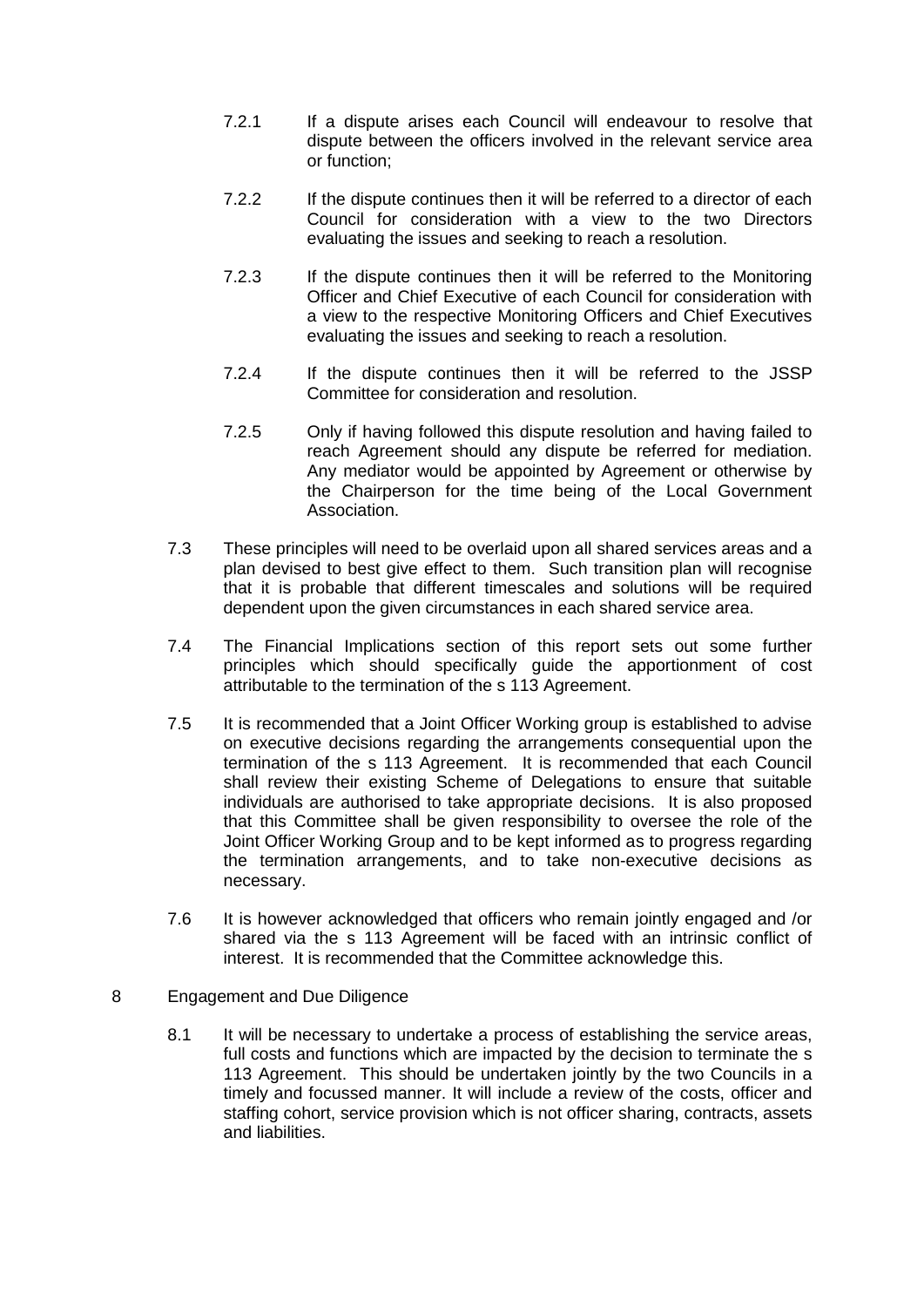7.2.1 If a dispute arises each Council will endeavour to resolve that dispute between the officers involved in the relevant service area or function;

7.2.2 If the dispute continues then it will be referred to a director of each Council for consideration with a view to the two Directors evaluating the issues and seeking to reach a resolution.

7.2.3 If the dispute continues then it will be referred to the Monitoring Officer and Chief Executive of each Council for consideration with a view to the respective Monitoring Officers and Chief Executives evaluating the issues and seeking to reach a resolution.

7.2.4 If the dispute continues then it will be referred to the JSSP Committee for consideration and resolution.

7.2.5 Only if having followed this dispute resolution and having failed to reach Agreement should any dispute be referred for mediation. Any mediator would be appointed by Agreement or otherwise by the Chairperson for the time being of the Local Government Association.

7.3 These principles will need to be overlaid upon all shared services areas and a plan devised to best give effect to them. Such transition plan will recognise that it is probable that different timescales and solutions will be required dependent upon the given circumstances in each shared service area.

7.4 The Financial Implications section of this report sets out some further principles which should specifically guide the apportionment of cost attributable to the termination of the s 113 Agreement.

7.5 It is recommended that a Joint Officer Working group is established to advise on executive decisions regarding the arrangements consequential upon the termination of the s 113 Agreement. It is recommended that each Council shall review their existing Scheme of Delegations to ensure that suitable individuals are authorised to take appropriate decisions. It is also proposed that this Committee shall be given responsibility to oversee the role of the Joint Officer Working Group and to be kept informed as to progress regarding the termination arrangements, and to take non-executive decisions as necessary.

7.6 It is however acknowledged that officers who remain jointly engaged and /or shared via the s 113 Agreement will be faced with an intrinsic conflict of interest. It is recommended that the Committee acknowledge this.

## 8 Engagement and Due Diligence

8.1 It will be necessary to undertake a process of establishing the service areas, full costs and functions which are impacted by the decision to terminate the s 113 Agreement. This should be undertaken jointly by the two Councils in a timely and focussed manner. It will include a review of the costs, officer and staffing cohort, service provision which is not officer sharing, contracts, assets and liabilities.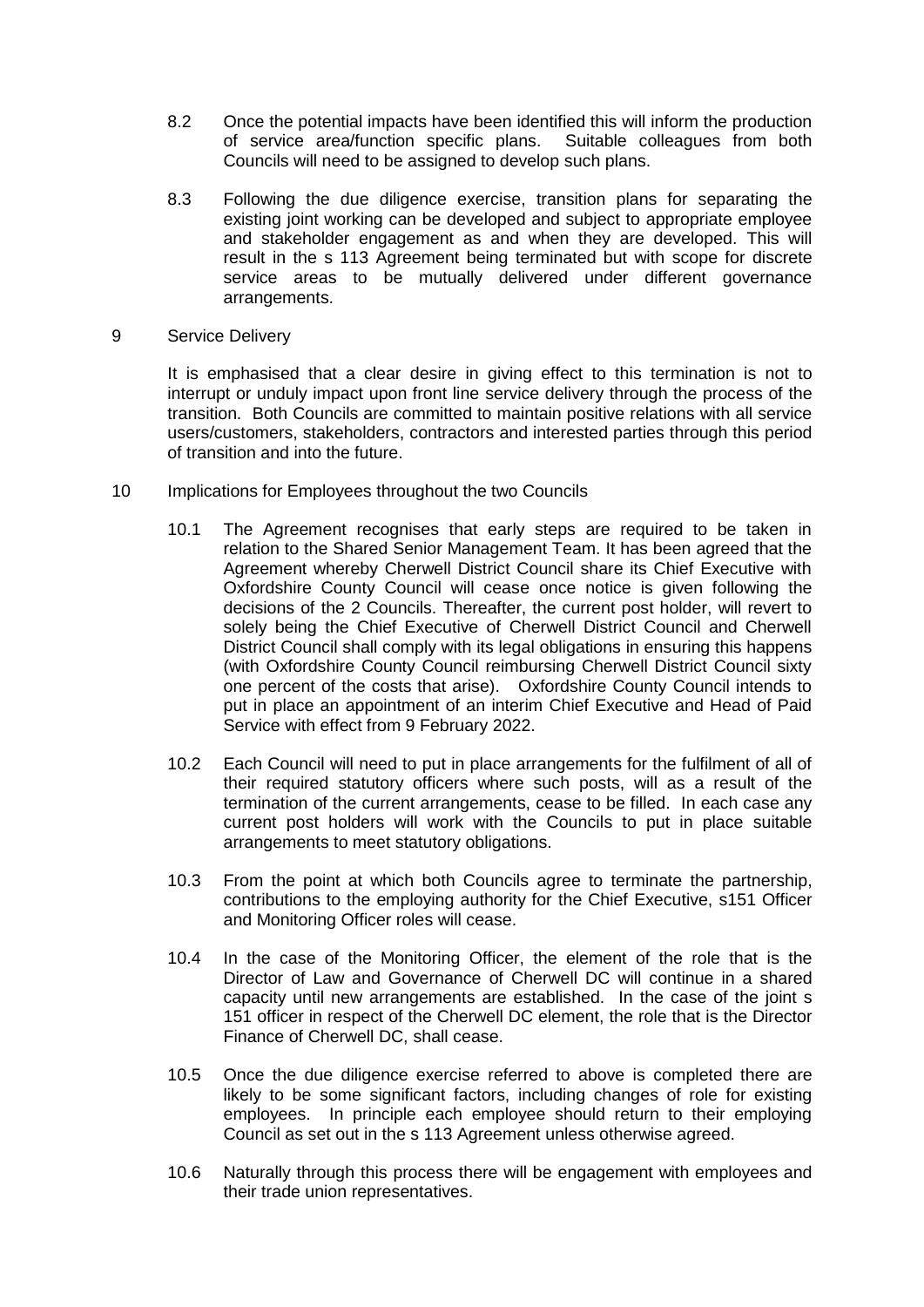8.2 Once the potential impacts have been identified this will inform the production of service area/function specific plans. Suitable colleagues from both Councils will need to be assigned to develop such plans.

8.3 Following the due diligence exercise, transition plans for separating the existing joint working can be developed and subject to appropriate employee and stakeholder engagement as and when they are developed. This will result in the s 113 Agreement being terminated but with scope for discrete service areas to be mutually delivered under different governance arrangements.

9 Service Delivery

It is emphasised that a clear desire in giving effect to this termination is not to interrupt or unduly impact upon front line service delivery through the process of the transition. Both Councils are committed to maintain positive relations with all service users/customers, stakeholders, contractors and interested parties through this period of transition and into the future.

10 Implications for Employees throughout the two Councils

10.1 The Agreement recognises that early steps are required to be taken in relation to the Shared Senior Management Team. It has been agreed that the Agreement whereby Cherwell District Council share its Chief Executive with Oxfordshire County Council will cease once notice is given following the decisions of the 2 Councils. Thereafter, the current post holder, will revert to solely being the Chief Executive of Cherwell District Council and Cherwell District Council shall comply with its legal obligations in ensuring this happens (with Oxfordshire County Council reimbursing Cherwell District Council sixty one percent of the costs that arise). Oxfordshire County Council intends to put in place an appointment of an interim Chief Executive and Head of Paid Service with effect from 9 February 2022.

10.2 Each Council will need to put in place arrangements for the fulfilment of all of their required statutory officers where such posts, will as a result of the termination of the current arrangements, cease to be filled. In each case any current post holders will work with the Councils to put in place suitable arrangements to meet statutory obligations.

10.3 From the point at which both Councils agree to terminate the partnership, contributions to the employing authority for the Chief Executive, s151 Officer and Monitoring Officer roles will cease.

10.4 In the case of the Monitoring Officer, the element of the role that is the Director of Law and Governance of Cherwell DC will continue in a shared capacity until new arrangements are established. In the case of the joint s 151 officer in respect of the Cherwell DC element, the role that is the Director Finance of Cherwell DC, shall cease.

10.5 Once the due diligence exercise referred to above is completed there are likely to be some significant factors, including changes of role for existing employees. In principle each employee should return to their employing Council as set out in the s 113 Agreement unless otherwise agreed.

10.6 Naturally through this process there will be engagement with employees and their trade union representatives.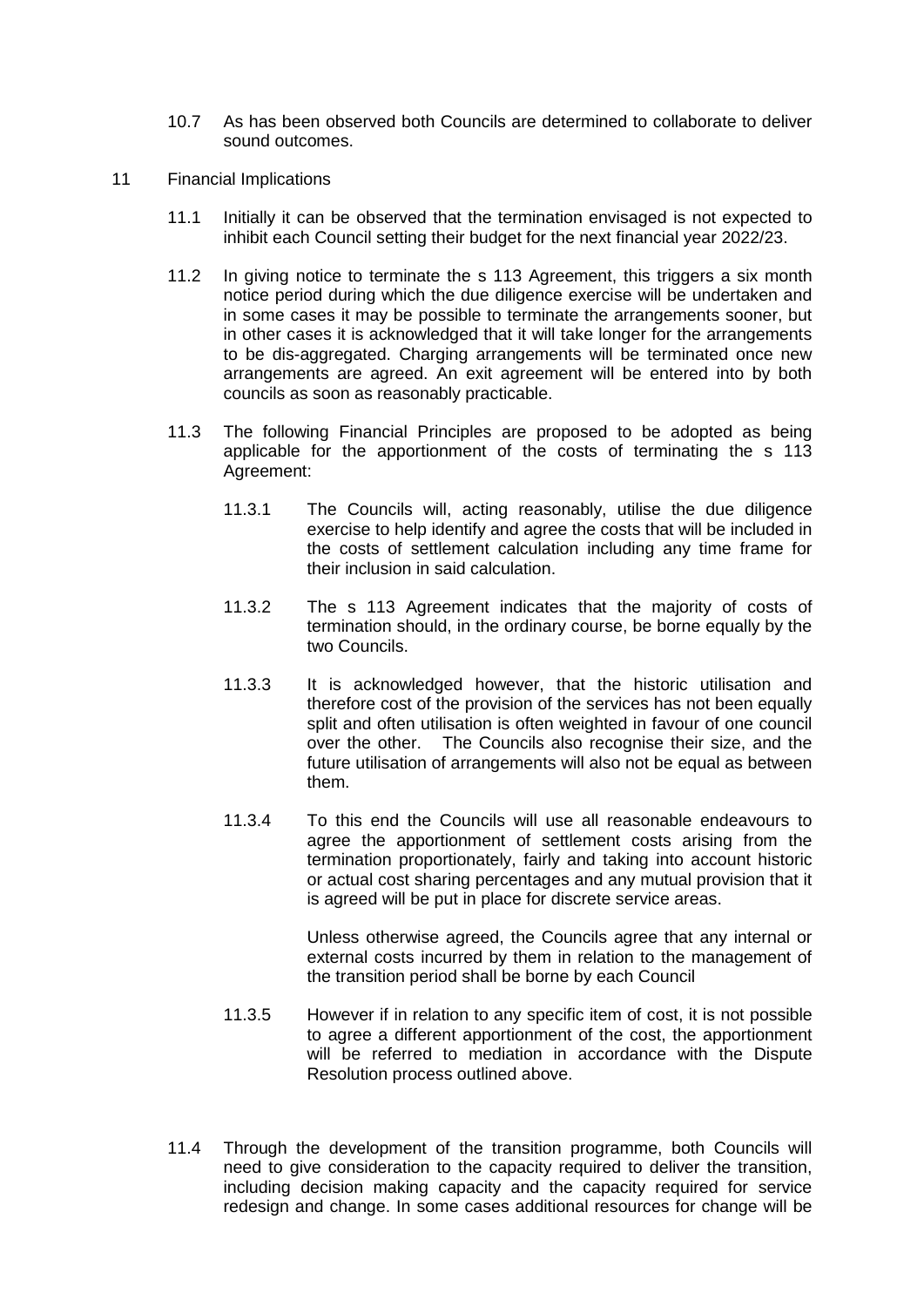10.7 As has been observed both Councils are determined to collaborate to deliver sound outcomes.

11 Financial Implications

11.1 Initially it can be observed that the termination envisaged is not expected to inhibit each Council setting their budget for the next financial year 2022/23.

11.2 In giving notice to terminate the s 113 Agreement, this triggers a six month notice period during which the due diligence exercise will be undertaken and in some cases it may be possible to terminate the arrangements sooner, but in other cases it is acknowledged that it will take longer for the arrangements to be dis-aggregated. Charging arrangements will be terminated once new arrangements are agreed. An exit agreement will be entered into by both councils as soon as reasonably practicable.

11.3 The following Financial Principles are proposed to be adopted as being applicable for the apportionment of the costs of terminating the s 113 Agreement:

11.3.1 The Councils will, acting reasonably, utilise the due diligence exercise to help identify and agree the costs that will be included in the costs of settlement calculation including any time frame for their inclusion in said calculation.

11.3.2 The s 113 Agreement indicates that the majority of costs of termination should, in the ordinary course, be borne equally by the two Councils.

11.3.3 It is acknowledged however, that the historic utilisation and therefore cost of the provision of the services has not been equally split and often utilisation is often weighted in favour of one council over the other. The Councils also recognise their size, and the future utilisation of arrangements will also not be equal as between them.

11.3.4 To this end the Councils will use all reasonable endeavours to agree the apportionment of settlement costs arising from the termination proportionately, fairly and taking into account historic or actual cost sharing percentages and any mutual provision that it is agreed will be put in place for discrete service areas.

Unless otherwise agreed, the Councils agree that any internal or external costs incurred by them in relation to the management of the transition period shall be borne by each Council

11.3.5 However if in relation to any specific item of cost, it is not possible to agree a different apportionment of the cost, the apportionment will be referred to mediation in accordance with the Dispute Resolution process outlined above.

11.4 Through the development of the transition programme, both Councils will need to give consideration to the capacity required to deliver the transition, including decision making capacity and the capacity required for service redesign and change. In some cases additional resources for change will be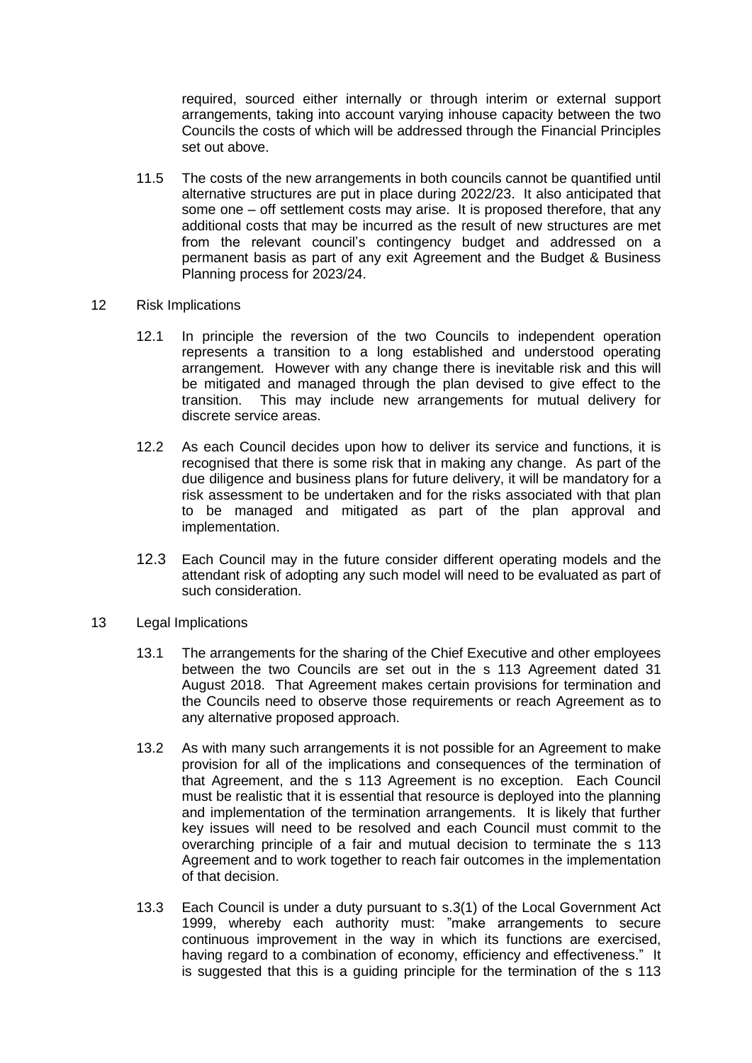required, sourced either internally or through interim or external support arrangements, taking into account varying inhouse capacity between the two Councils the costs of which will be addressed through the Financial Principles set out above.

11.5 The costs of the new arrangements in both councils cannot be quantified until alternative structures are put in place during 2022/23. It also anticipated that some one – off settlement costs may arise. It is proposed therefore, that any additional costs that may be incurred as the result of new structures are met from the relevant council's contingency budget and addressed on a permanent basis as part of any exit Agreement and the Budget & Business Planning process for 2023/24.

## 12 Risk Implications

12.1 In principle the reversion of the two Councils to independent operation represents a transition to a long established and understood operating arrangement. However with any change there is inevitable risk and this will be mitigated and managed through the plan devised to give effect to the transition. This may include new arrangements for mutual delivery for discrete service areas.

12.2 As each Council decides upon how to deliver its service and functions, it is recognised that there is some risk that in making any change. As part of the due diligence and business plans for future delivery, it will be mandatory for a risk assessment to be undertaken and for the risks associated with that plan to be managed and mitigated as part of the plan approval and implementation.

12.3 Each Council may in the future consider different operating models and the attendant risk of adopting any such model will need to be evaluated as part of such consideration.

## 13 Legal Implications

13.1 The arrangements for the sharing of the Chief Executive and other employees between the two Councils are set out in the s 113 Agreement dated 31 August 2018. That Agreement makes certain provisions for termination and the Councils need to observe those requirements or reach Agreement as to any alternative proposed approach.

13.2 As with many such arrangements it is not possible for an Agreement to make provision for all of the implications and consequences of the termination of that Agreement, and the s 113 Agreement is no exception. Each Council must be realistic that it is essential that resource is deployed into the planning and implementation of the termination arrangements. It is likely that further key issues will need to be resolved and each Council must commit to the overarching principle of a fair and mutual decision to terminate the s 113 Agreement and to work together to reach fair outcomes in the implementation of that decision.

13.3 Each Council is under a duty pursuant to s.3(1) of the Local Government Act 1999, whereby each authority must: "make arrangements to secure continuous improvement in the way in which its functions are exercised, having regard to a combination of economy, efficiency and effectiveness." It is suggested that this is a guiding principle for the termination of the s 113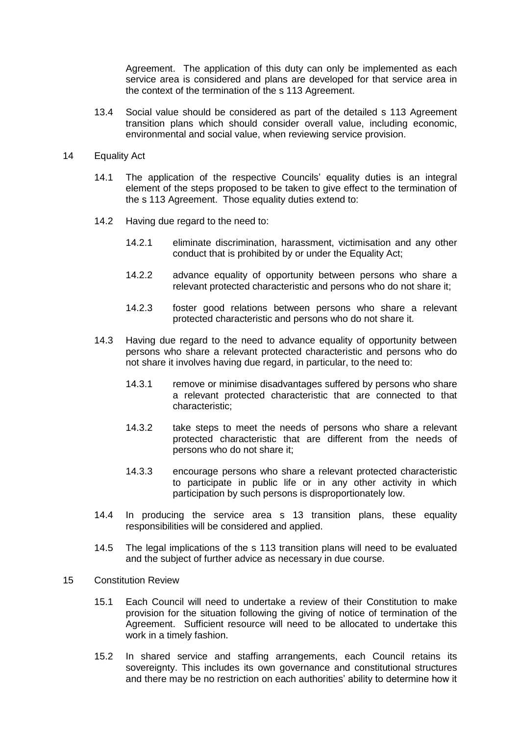Agreement. The application of this duty can only be implemented as each service area is considered and plans are developed for that service area in the context of the termination of the s 113 Agreement.

13.4 Social value should be considered as part of the detailed s 113 Agreement transition plans which should consider overall value, including economic, environmental and social value, when reviewing service provision.

## 14 Equality Act

14.1 The application of the respective Councils' equality duties is an integral element of the steps proposed to be taken to give effect to the termination of the s 113 Agreement. Those equality duties extend to:

14.2 Having due regard to the need to:

- 14.2.1 eliminate discrimination, harassment, victimisation and any other conduct that is prohibited by or under the Equality Act;
- 14.2.2 advance equality of opportunity between persons who share a relevant protected characteristic and persons who do not share it;
- 14.2.3 foster good relations between persons who share a relevant protected characteristic and persons who do not share it.

14.3 Having due regard to the need to advance equality of opportunity between persons who share a relevant protected characteristic and persons who do not share it involves having due regard, in particular, to the need to:

- 14.3.1 remove or minimise disadvantages suffered by persons who share a relevant protected characteristic that are connected to that characteristic;
- 14.3.2 take steps to meet the needs of persons who share a relevant protected characteristic that are different from the needs of persons who do not share it;
- 14.3.3 encourage persons who share a relevant protected characteristic to participate in public life or in any other activity in which participation by such persons is disproportionately low.

14.4 In producing the service area s 13 transition plans, these equality responsibilities will be considered and applied.

14.5 The legal implications of the s 113 transition plans will need to be evaluated and the subject of further advice as necessary in due course.

## 15 Constitution Review

15.1 Each Council will need to undertake a review of their Constitution to make provision for the situation following the giving of notice of termination of the Agreement. Sufficient resource will need to be allocated to undertake this work in a timely fashion.

15.2 In shared service and staffing arrangements, each Council retains its sovereignty. This includes its own governance and constitutional structures and there may be no restriction on each authorities' ability to determine how it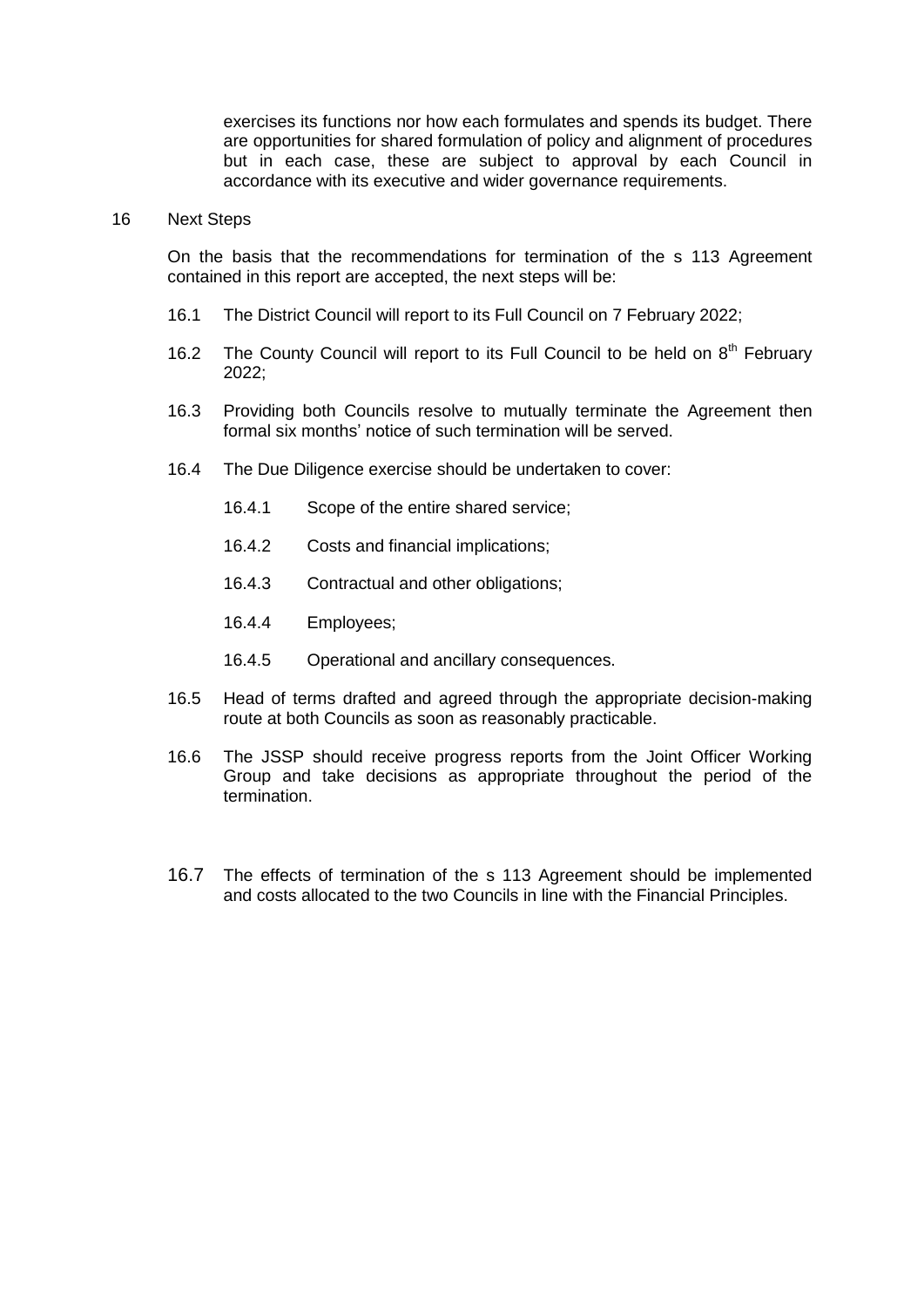exercises its functions nor how each formulates and spends its budget. There are opportunities for shared formulation of policy and alignment of procedures but in each case, these are subject to approval by each Council in accordance with its executive and wider governance requirements.

## 16 Next Steps

On the basis that the recommendations for termination of the s 113 Agreement contained in this report are accepted, the next steps will be:

16.1 The District Council will report to its Full Council on 7 February 2022;

16.2 The County Council will report to its Full Council to be held on 8th February 2022;

16.3 Providing both Councils resolve to mutually terminate the Agreement then formal six months' notice of such termination will be served.

16.4 The Due Diligence exercise should be undertaken to cover:

16.4.1 Scope of the entire shared service;

16.4.2 Costs and financial implications;

16.4.3 Contractual and other obligations;

16.4.4 Employees;

16.4.5 Operational and ancillary consequences.

16.5 Head of terms drafted and agreed through the appropriate decision-making route at both Councils as soon as reasonably practicable.

16.6 The JSSP should receive progress reports from the Joint Officer Working Group and take decisions as appropriate throughout the period of the termination.

16.7 The effects of termination of the s 113 Agreement should be implemented and costs allocated to the two Councils in line with the Financial Principles.